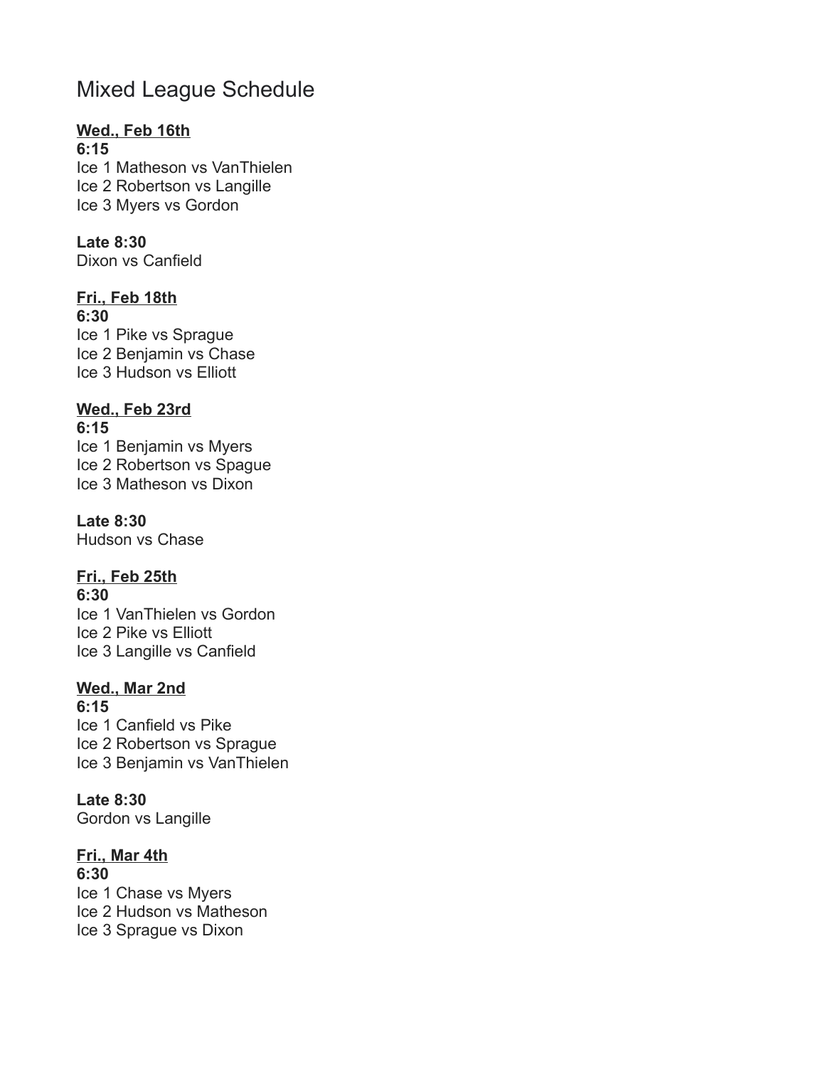# Mixed League Schedule

**Wed., Feb 16th**

**6:15**

Ice 1 Matheson vs VanThielen
Ice 2 Robertson vs Langille
Ice 3 Myers vs Gordon

**Late 8:30**

Dixon vs Canfield

**Fri., Feb 18th**

**6:30**

Ice 1 Pike vs Sprague
Ice 2 Benjamin vs Chase
Ice 3 Hudson vs Elliott

**Wed., Feb 23rd**

**6:15**

Ice 1 Benjamin vs Myers
Ice 2 Robertson vs Spague
Ice 3 Matheson vs Dixon

**Late 8:30**

Hudson vs Chase

**Fri., Feb 25th**

**6:30**

Ice 1 VanThielen vs Gordon
Ice 2 Pike vs Elliott
Ice 3 Langille vs Canfield

**Wed., Mar 2nd**

**6:15**

Ice 1 Canfield vs Pike
Ice 2 Robertson vs Sprague
Ice 3 Benjamin vs VanThielen

**Late 8:30**

Gordon vs Langille

**Fri., Mar 4th**

**6:30**

Ice 1 Chase vs Myers
Ice 2 Hudson vs Matheson
Ice 3 Sprague vs Dixon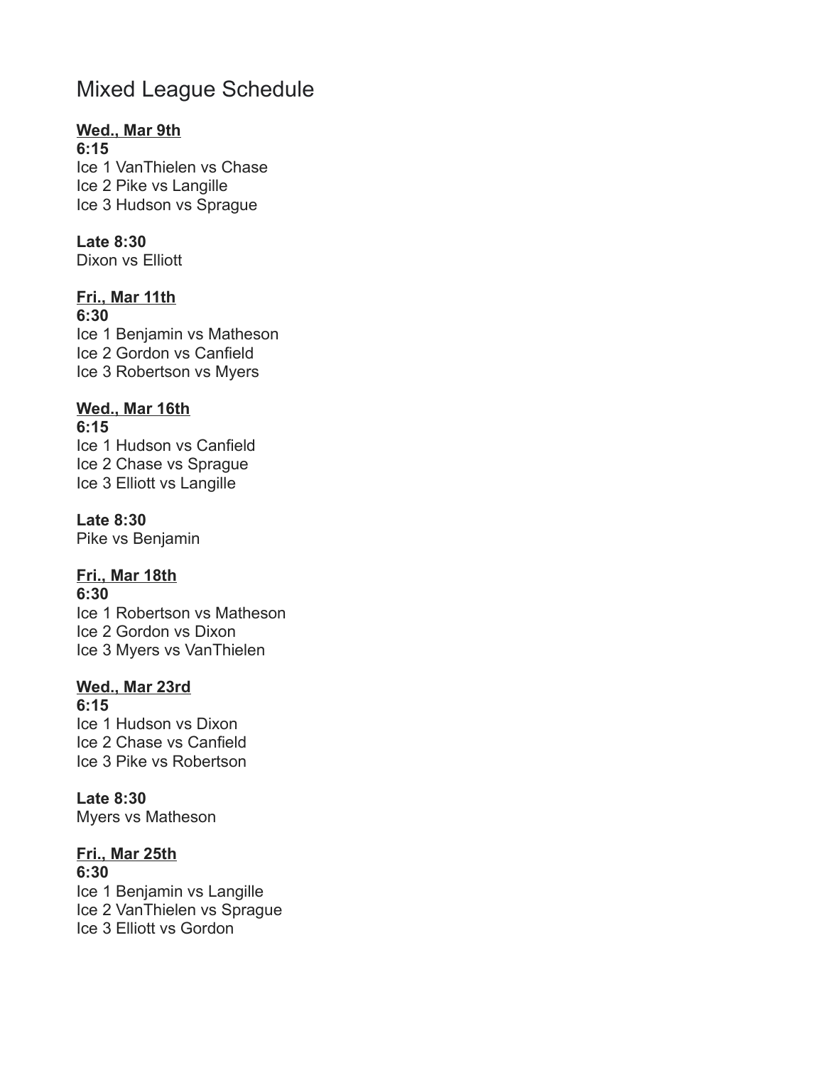# Mixed League Schedule

**<u>Wed., Mar 9th</u>**

**6:15**

Ice 1 VanThielen vs Chase
Ice 2 Pike vs Langille
Ice 3 Hudson vs Sprague

**Late 8:30**

Dixon vs Elliott

**<u>Fri., Mar 11th</u>**

**6:30**

Ice 1 Benjamin vs Matheson
Ice 2 Gordon vs Canfield
Ice 3 Robertson vs Myers

**<u>Wed., Mar 16th</u>**

**6:15**

Ice 1 Hudson vs Canfield
Ice 2 Chase vs Sprague
Ice 3 Elliott vs Langille

**Late 8:30**

Pike vs Benjamin

**<u>Fri., Mar 18th</u>**

**6:30**

Ice 1 Robertson vs Matheson
Ice 2 Gordon vs Dixon
Ice 3 Myers vs VanThielen

**<u>Wed., Mar 23rd</u>**

**6:15**

Ice 1 Hudson vs Dixon
Ice 2 Chase vs Canfield
Ice 3 Pike vs Robertson

**Late 8:30**

Myers vs Matheson

**<u>Fri., Mar 25th</u>**

**6:30**

Ice 1 Benjamin vs Langille
Ice 2 VanThielen vs Sprague
Ice 3 Elliott vs Gordon